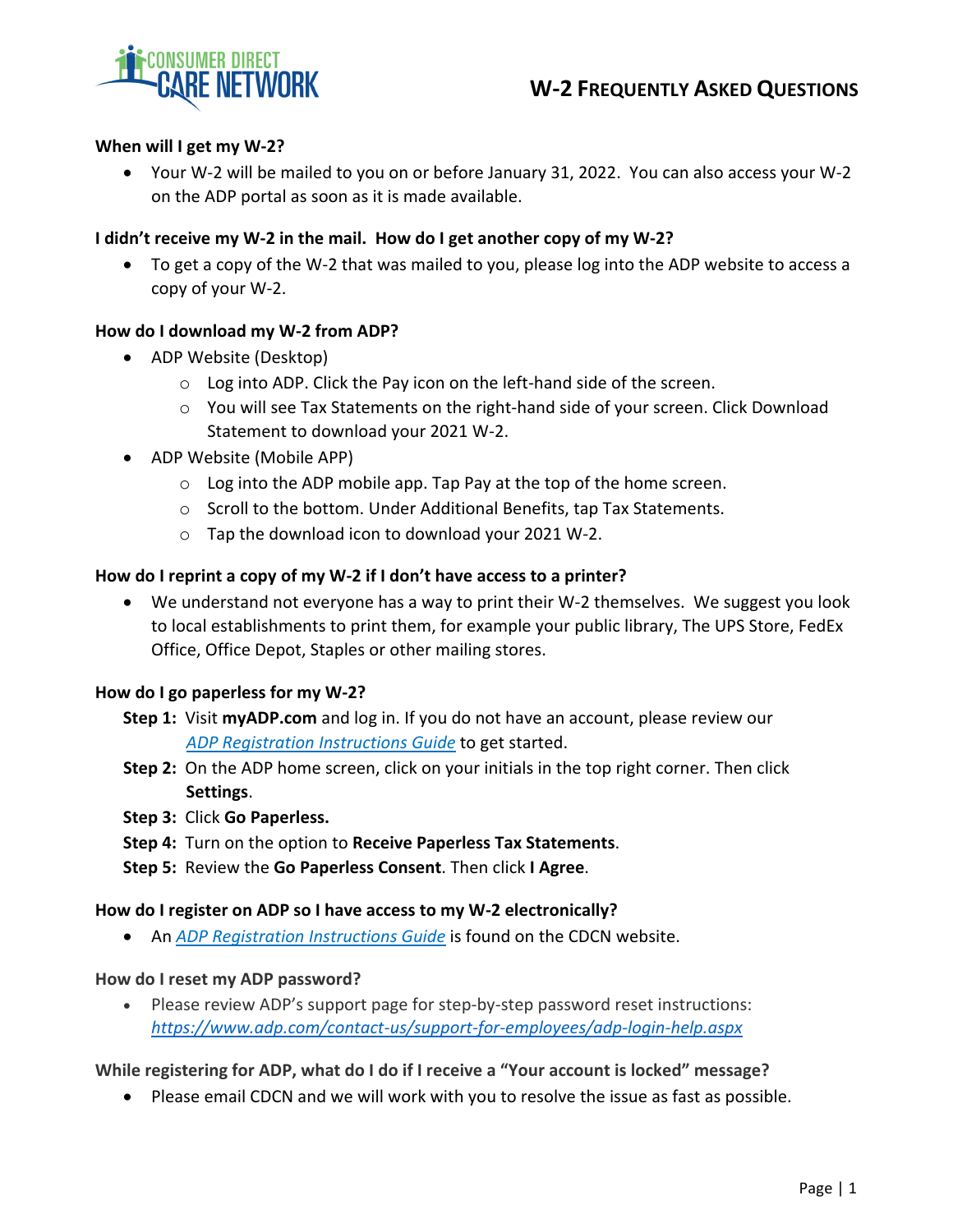# W-2 Frequently Asked Questions

**When will I get my W-2?**

- Your W-2 will be mailed to you on or before January 31, 2022. You can also access your W-2 on the ADP portal as soon as it is made available.

**I didn't receive my W-2 in the mail. How do I get another copy of my W-2?**

- To get a copy of the W-2 that was mailed to you, please log into the ADP website to access a copy of your W-2.

**How do I download my W-2 from ADP?**

- ADP Website (Desktop)
  - Log into ADP. Click the Pay icon on the left-hand side of the screen.
  - You will see Tax Statements on the right-hand side of your screen. Click Download Statement to download your 2021 W-2.
- ADP Website (Mobile APP)
  - Log into the ADP mobile app. Tap Pay at the top of the home screen.
  - Scroll to the bottom. Under Additional Benefits, tap Tax Statements.
  - Tap the download icon to download your 2021 W-2.

**How do I reprint a copy of my W-2 if I don't have access to a printer?**

- We understand not everyone has a way to print their W-2 themselves. We suggest you look to local establishments to print them, for example your public library, The UPS Store, FedEx Office, Office Depot, Staples or other mailing stores.

**How do I go paperless for my W-2?**

**Step 1:** Visit **myADP.com** and log in. If you do not have an account, please review our *ADP Registration Instructions Guide* to get started.

**Step 2:** On the ADP home screen, click on your initials in the top right corner. Then click **Settings**.

**Step 3:** Click **Go Paperless.**

**Step 4:** Turn on the option to **Receive Paperless Tax Statements**.

**Step 5:** Review the **Go Paperless Consent**. Then click **I Agree**.

**How do I register on ADP so I have access to my W-2 electronically?**

- An *ADP Registration Instructions Guide* is found on the CDCN website.

**How do I reset my ADP password?**

- Please review ADP's support page for step-by-step password reset instructions: *https://www.adp.com/contact-us/support-for-employees/adp-login-help.aspx*

**While registering for ADP, what do I do if I receive a "Your account is locked" message?**

- Please email CDCN and we will work with you to resolve the issue as fast as possible.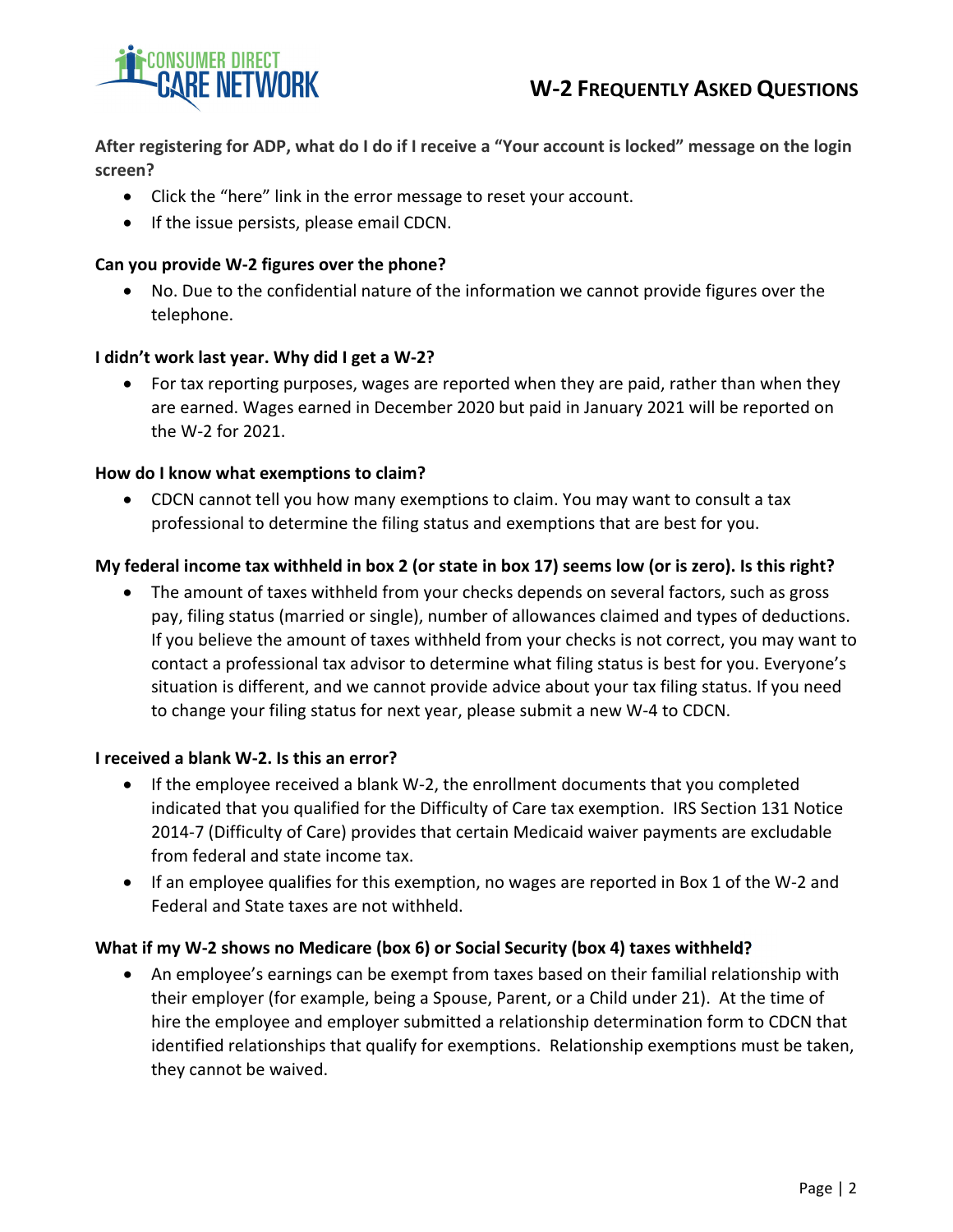**After registering for ADP, what do I do if I receive a "Your account is locked" message on the login screen?**

- Click the "here" link in the error message to reset your account.
- If the issue persists, please email CDCN.

**Can you provide W-2 figures over the phone?**

- No. Due to the confidential nature of the information we cannot provide figures over the telephone.

**I didn't work last year. Why did I get a W-2?**

- For tax reporting purposes, wages are reported when they are paid, rather than when they are earned. Wages earned in December 2020 but paid in January 2021 will be reported on the W-2 for 2021.

**How do I know what exemptions to claim?**

- CDCN cannot tell you how many exemptions to claim. You may want to consult a tax professional to determine the filing status and exemptions that are best for you.

**My federal income tax withheld in box 2 (or state in box 17) seems low (or is zero). Is this right?**

- The amount of taxes withheld from your checks depends on several factors, such as gross pay, filing status (married or single), number of allowances claimed and types of deductions. If you believe the amount of taxes withheld from your checks is not correct, you may want to contact a professional tax advisor to determine what filing status is best for you. Everyone's situation is different, and we cannot provide advice about your tax filing status. If you need to change your filing status for next year, please submit a new W-4 to CDCN.

**I received a blank W-2. Is this an error?**

- If the employee received a blank W-2, the enrollment documents that you completed indicated that you qualified for the Difficulty of Care tax exemption. IRS Section 131 Notice 2014-7 (Difficulty of Care) provides that certain Medicaid waiver payments are excludable from federal and state income tax.
- If an employee qualifies for this exemption, no wages are reported in Box 1 of the W-2 and Federal and State taxes are not withheld.

**What if my W-2 shows no Medicare (box 6) or Social Security (box 4) taxes withheld?**

- An employee's earnings can be exempt from taxes based on their familial relationship with their employer (for example, being a Spouse, Parent, or a Child under 21). At the time of hire the employee and employer submitted a relationship determination form to CDCN that identified relationships that qualify for exemptions. Relationship exemptions must be taken, they cannot be waived.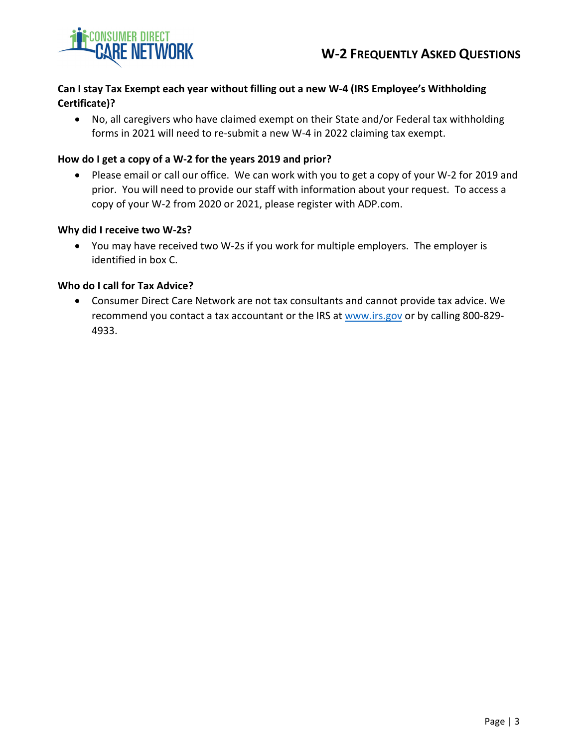**Can I stay Tax Exempt each year without filling out a new W-4 (IRS Employee's Withholding Certificate)?**

- No, all caregivers who have claimed exempt on their State and/or Federal tax withholding forms in 2021 will need to re-submit a new W-4 in 2022 claiming tax exempt.

**How do I get a copy of a W-2 for the years 2019 and prior?**

- Please email or call our office. We can work with you to get a copy of your W-2 for 2019 and prior. You will need to provide our staff with information about your request. To access a copy of your W-2 from 2020 or 2021, please register with ADP.com.

**Why did I receive two W-2s?**

- You may have received two W-2s if you work for multiple employers. The employer is identified in box C.

**Who do I call for Tax Advice?**

- Consumer Direct Care Network are not tax consultants and cannot provide tax advice. We recommend you contact a tax accountant or the IRS at [www.irs.gov](http://www.irs.gov) or by calling 800-829-4933.